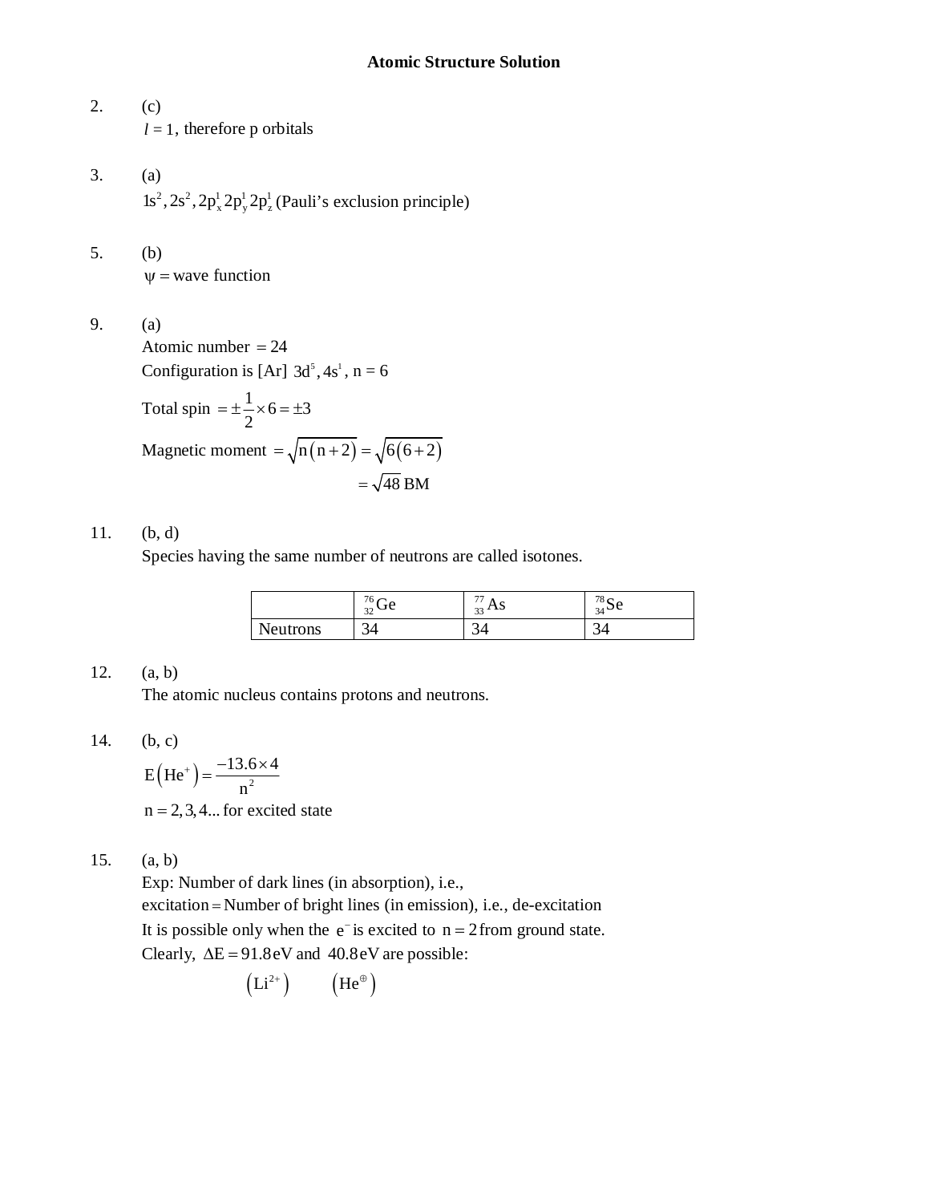# Atomic Structure Solution

2. (c)

   $l = 1$, therefore p orbitals

3. (a)

   $1s^2, 2s^2, 2p_x^1 2p_y^1 2p_z^1$ (Pauli's exclusion principle)

5. (b)

   $\psi =$ wave function

9. (a)

   Atomic number $= 24$

   Configuration is [Ar] $3d^5, 4s^1$, n = 6

   Total spin $= \pm\frac{1}{2} \times 6 = \pm 3$

   Magnetic moment $= \sqrt{n(n+2)} = \sqrt{6(6+2)}$

   $= \sqrt{48}$ BM

11. (b, d)

   Species having the same number of neutrons are called isotones.

| | $^{76}_{32}Ge$ | $^{77}_{33}As$ | $^{78}_{34}Se$ |
|---|---|---|---|
| Neutrons | 34 | 34 | 34 |

12. (a, b)

   The atomic nucleus contains protons and neutrons.

14. (b, c)

   $E(He^+) = \frac{-13.6 \times 4}{n^2}$

   $n = 2, 3, 4...$ for excited state

15. (a, b)

   Exp: Number of dark lines (in absorption), i.e.,

   excitation $=$ Number of bright lines (in emission), i.e., de-excitation

   It is possible only when the $e^-$ is excited to $n = 2$ from ground state.

   Clearly, $\Delta E = 91.8\,eV$ and $40.8\,eV$ are possible:

   $(Li^{2+})$ $(He^{\oplus})$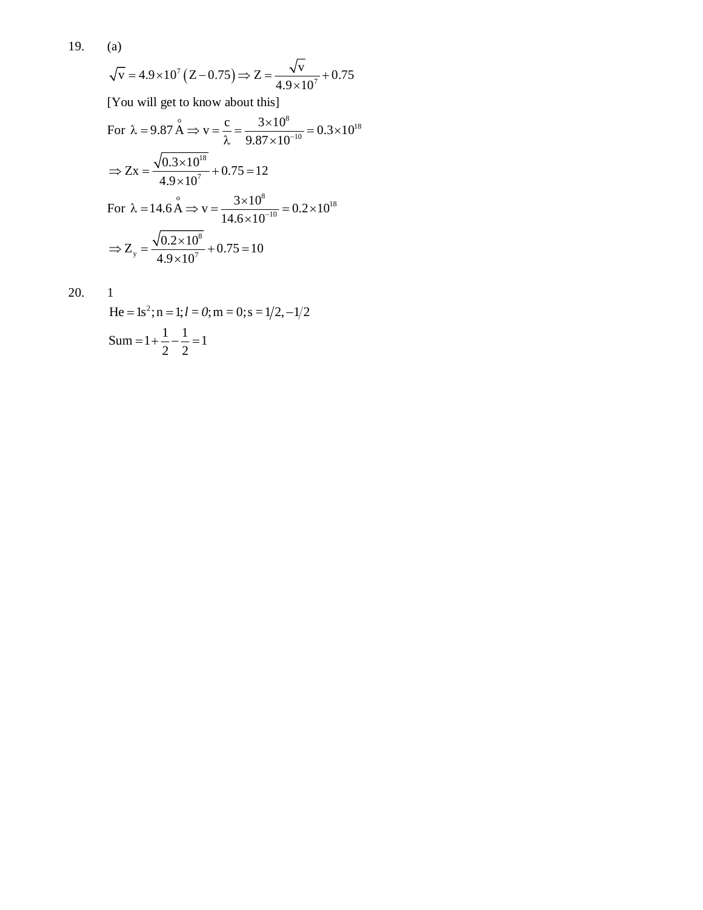19. (a)

$$\sqrt{v} = 4.9\times10^{7}\left(Z - 0.75\right) \Rightarrow Z = \frac{\sqrt{v}}{4.9\times10^{7}} + 0.75$$

[You will get to know about this]

For $\lambda = 9.87\,\mathring{A} \Rightarrow v = \frac{c}{\lambda} = \frac{3\times10^{8}}{9.87\times10^{-10}} = 0.3\times10^{18}$

$$\Rightarrow Zx = \frac{\sqrt{0.3\times10^{18}}}{4.9\times10^{7}} + 0.75 = 12$$

For $\lambda = 14.6\,\mathring{A} \Rightarrow v = \frac{3\times10^{8}}{14.6\times10^{-10}} = 0.2\times10^{18}$

$$\Rightarrow Z_{y} = \frac{\sqrt{0.2\times10^{8}}}{4.9\times10^{7}} + 0.75 = 10$$

20. 1

$He = 1s^{2}; n = 1; l = 0; m = 0; s = 1/2, -1/2$

$$\text{Sum} = 1 + \frac{1}{2} - \frac{1}{2} = 1$$